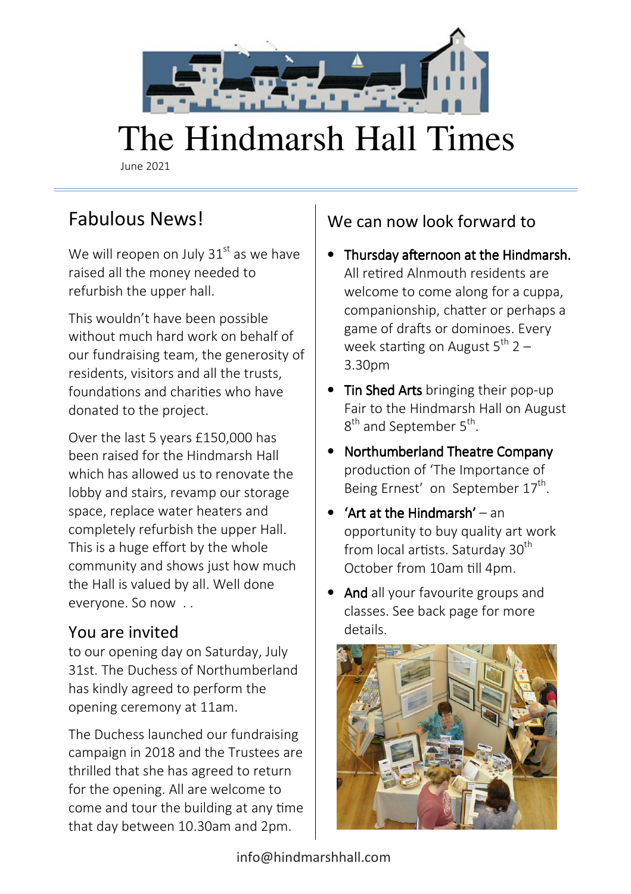# The Hindmarsh Hall Times

June 2021

## Fabulous News!

We will reopen on July 31st as we have raised all the money needed to refurbish the upper hall.

This wouldn't have been possible without much hard work on behalf of our fundraising team, the generosity of residents, visitors and all the trusts, foundations and charities who have donated to the project.

Over the last 5 years £150,000 has been raised for the Hindmarsh Hall which has allowed us to renovate the lobby and stairs, revamp our storage space, replace water heaters and completely refurbish the upper Hall. This is a huge effort by the whole community and shows just how much the Hall is valued by all. Well done everyone. So now . .

## You are invited

to our opening day on Saturday, July 31st. The Duchess of Northumberland has kindly agreed to perform the opening ceremony at 11am.

The Duchess launched our fundraising campaign in 2018 and the Trustees are thrilled that she has agreed to return for the opening. All are welcome to come and tour the building at any time that day between 10.30am and 2pm.

## We can now look forward to

- Thursday afternoon at the Hindmarsh. All retired Alnmouth residents are welcome to come along for a cuppa, companionship, chatter or perhaps a game of drafts or dominoes. Every week starting on August 5th 2 – 3.30pm
- Tin Shed Arts bringing their pop-up Fair to the Hindmarsh Hall on August 8th and September 5th.
- Northumberland Theatre Company production of 'The Importance of Being Ernest' on September 17th.
- 'Art at the Hindmarsh' – an opportunity to buy quality art work from local artists. Saturday 30th October from 10am till 4pm.
- And all your favourite groups and classes. See back page for more details.

info@hindmarshhall.com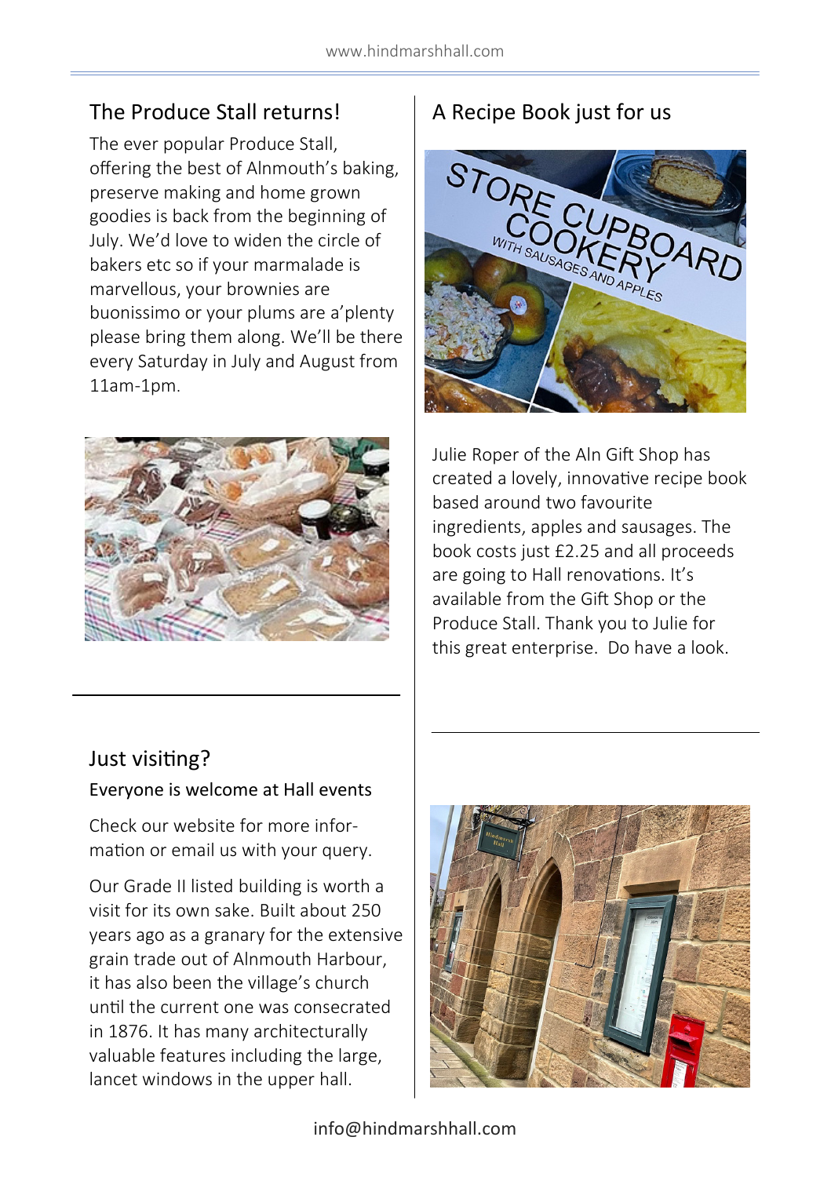## The Produce Stall returns!

The ever popular Produce Stall, offering the best of Alnmouth's baking, preserve making and home grown goodies is back from the beginning of July. We'd love to widen the circle of bakers etc so if your marmalade is marvellous, your brownies are buonissimo or your plums are a'plenty please bring them along. We'll be there every Saturday in July and August from 11am-1pm.

## A Recipe Book just for us

Julie Roper of the Aln Gift Shop has created a lovely, innovative recipe book based around two favourite ingredients, apples and sausages. The book costs just £2.25 and all proceeds are going to Hall renovations. It's available from the Gift Shop or the Produce Stall. Thank you to Julie for this great enterprise. Do have a look.

## Just visiting?

### Everyone is welcome at Hall events

Check our website for more information or email us with your query.

Our Grade II listed building is worth a visit for its own sake. Built about 250 years ago as a granary for the extensive grain trade out of Alnmouth Harbour, it has also been the village's church until the current one was consecrated in 1876. It has many architecturally valuable features including the large, lancet windows in the upper hall.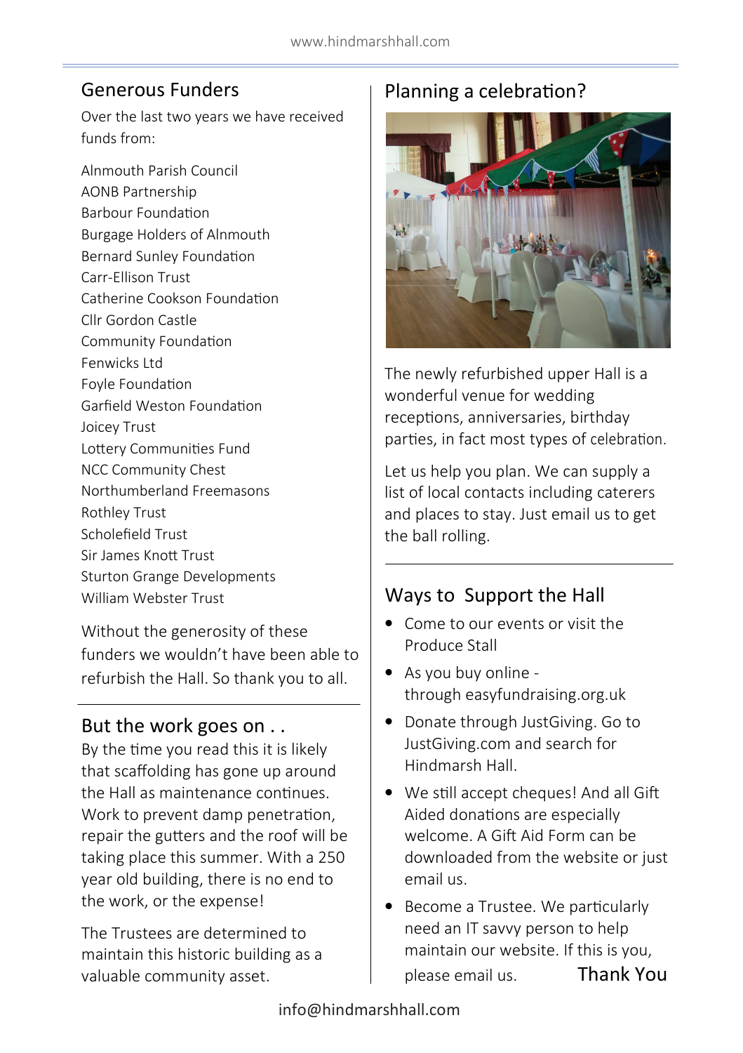## Generous Funders

Over the last two years we have received funds from:

Alnmouth Parish Council
AONB Partnership
Barbour Foundation
Burgage Holders of Alnmouth
Bernard Sunley Foundation
Carr-Ellison Trust
Catherine Cookson Foundation
Cllr Gordon Castle
Community Foundation
Fenwicks Ltd
Foyle Foundation
Garfield Weston Foundation
Joicey Trust
Lottery Communities Fund
NCC Community Chest
Northumberland Freemasons
Rothley Trust
Scholefield Trust
Sir James Knott Trust
Sturton Grange Developments
William Webster Trust

Without the generosity of these funders we wouldn't have been able to refurbish the Hall. So thank you to all.

## But the work goes on . .

By the time you read this it is likely that scaffolding has gone up around the Hall as maintenance continues. Work to prevent damp penetration, repair the gutters and the roof will be taking place this summer. With a 250 year old building, there is no end to the work, or the expense!

The Trustees are determined to maintain this historic building as a valuable community asset.

## Planning a celebration?

The newly refurbished upper Hall is a wonderful venue for wedding receptions, anniversaries, birthday parties, in fact most types of celebration.

Let us help you plan. We can supply a list of local contacts including caterers and places to stay. Just email us to get the ball rolling.

## Ways to Support the Hall

- Come to our events or visit the Produce Stall
- As you buy online - through easyfundraising.org.uk
- Donate through JustGiving. Go to JustGiving.com and search for Hindmarsh Hall.
- We still accept cheques! And all Gift Aided donations are especially welcome. A Gift Aid Form can be downloaded from the website or just email us.
- Become a Trustee. We particularly need an IT savvy person to help maintain our website. If this is you, please email us.

Thank You

info@hindmarshhall.com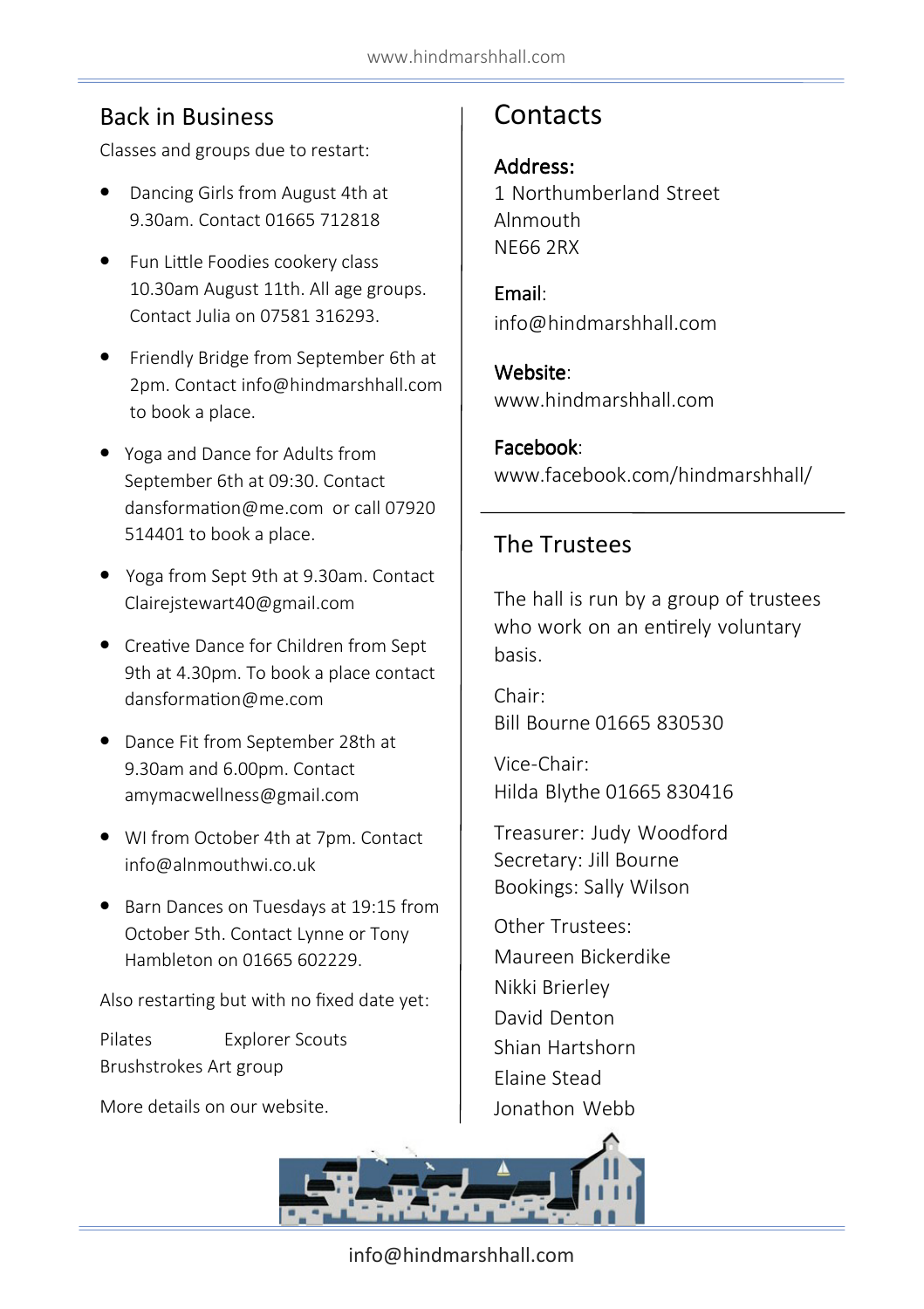## Back in Business

Classes and groups due to restart:

- Dancing Girls from August 4th at 9.30am. Contact 01665 712818
- Fun Little Foodies cookery class 10.30am August 11th. All age groups. Contact Julia on 07581 316293.
- Friendly Bridge from September 6th at 2pm. Contact info@hindmarshhall.com to book a place.
- Yoga and Dance for Adults from September 6th at 09:30. Contact dansformation@me.com or call 07920 514401 to book a place.
- Yoga from Sept 9th at 9.30am. Contact Clairejstewart40@gmail.com
- Creative Dance for Children from Sept 9th at 4.30pm. To book a place contact dansformation@me.com
- Dance Fit from September 28th at 9.30am and 6.00pm. Contact amymacwellness@gmail.com
- WI from October 4th at 7pm. Contact info@alnmouthwi.co.uk
- Barn Dances on Tuesdays at 19:15 from October 5th. Contact Lynne or Tony Hambleton on 01665 602229.

Also restarting but with no fixed date yet:

Pilates Explorer Scouts
Brushstrokes Art group

More details on our website.

## Contacts

**Address:**
1 Northumberland Street
Alnmouth
NE66 2RX

**Email**:
info@hindmarshhall.com

**Website**:
www.hindmarshhall.com

**Facebook**:
www.facebook.com/hindmarshhall/

## The Trustees

The hall is run by a group of trustees who work on an entirely voluntary basis.

Chair:
Bill Bourne 01665 830530

Vice-Chair:
Hilda Blythe 01665 830416

Treasurer: Judy Woodford
Secretary: Jill Bourne
Bookings: Sally Wilson

Other Trustees:
Maureen Bickerdike
Nikki Brierley
David Denton
Shian Hartshorn
Elaine Stead
Jonathon Webb